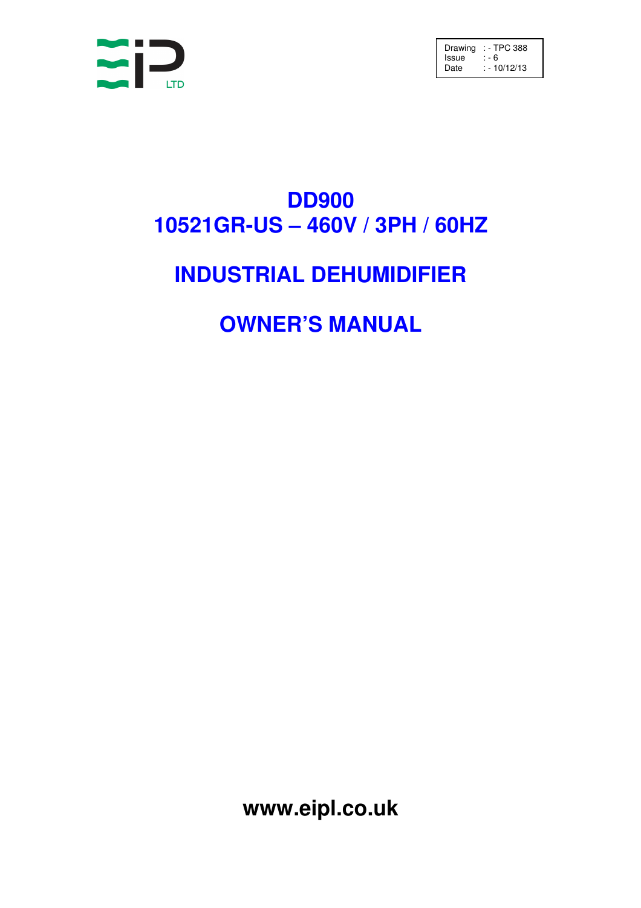EIP LTD

| Drawing | : - TPC 388 |
| --- | --- |
| Issue | : - 6 |
| Date | : - 10/12/13 |

# DD900
# 10521GR-US – 460V / 3PH / 60HZ

# INDUSTRIAL DEHUMIDIFIER

# OWNER'S MANUAL

**www.eipl.co.uk**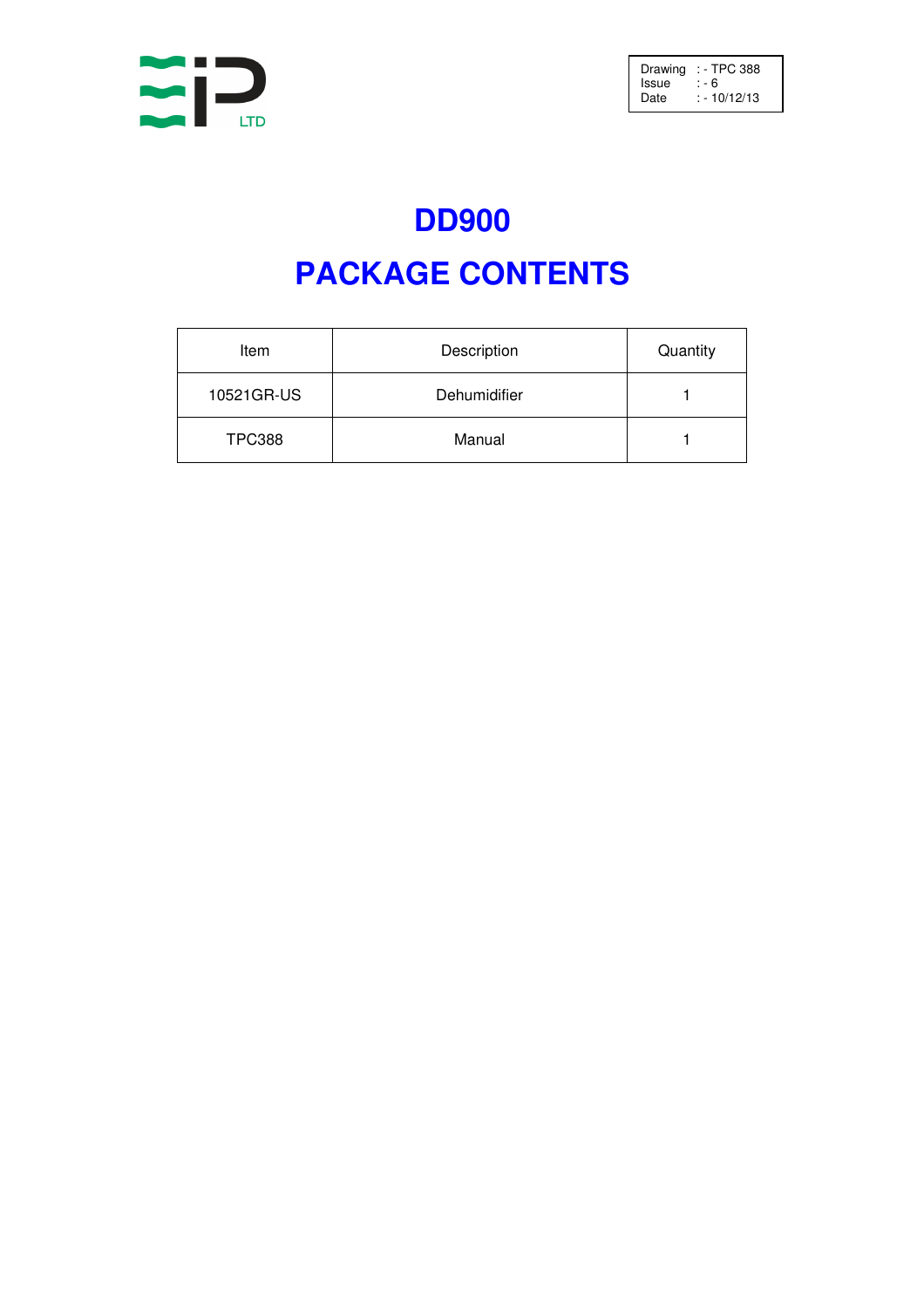Drawing : - TPC 388
Issue : - 6
Date : - 10/12/13

# DD900

# PACKAGE CONTENTS

| Item | Description | Quantity |
|---|---|---|
| 10521GR-US | Dehumidifier | 1 |
| TPC388 | Manual | 1 |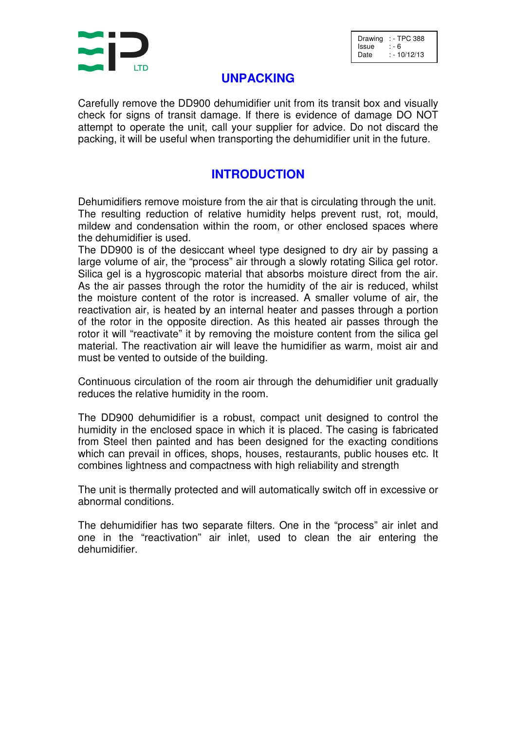## UNPACKING

Carefully remove the DD900 dehumidifier unit from its transit box and visually check for signs of transit damage. If there is evidence of damage DO NOT attempt to operate the unit, call your supplier for advice. Do not discard the packing, it will be useful when transporting the dehumidifier unit in the future.

## INTRODUCTION

Dehumidifiers remove moisture from the air that is circulating through the unit. The resulting reduction of relative humidity helps prevent rust, rot, mould, mildew and condensation within the room, or other enclosed spaces where the dehumidifier is used.
The DD900 is of the desiccant wheel type designed to dry air by passing a large volume of air, the "process" air through a slowly rotating Silica gel rotor. Silica gel is a hygroscopic material that absorbs moisture direct from the air. As the air passes through the rotor the humidity of the air is reduced, whilst the moisture content of the rotor is increased. A smaller volume of air, the reactivation air, is heated by an internal heater and passes through a portion of the rotor in the opposite direction. As this heated air passes through the rotor it will "reactivate" it by removing the moisture content from the silica gel material. The reactivation air will leave the humidifier as warm, moist air and must be vented to outside of the building.

Continuous circulation of the room air through the dehumidifier unit gradually reduces the relative humidity in the room.

The DD900 dehumidifier is a robust, compact unit designed to control the humidity in the enclosed space in which it is placed. The casing is fabricated from Steel then painted and has been designed for the exacting conditions which can prevail in offices, shops, houses, restaurants, public houses etc. It combines lightness and compactness with high reliability and strength

The unit is thermally protected and will automatically switch off in excessive or abnormal conditions.

The dehumidifier has two separate filters. One in the "process" air inlet and one in the "reactivation" air inlet, used to clean the air entering the dehumidifier.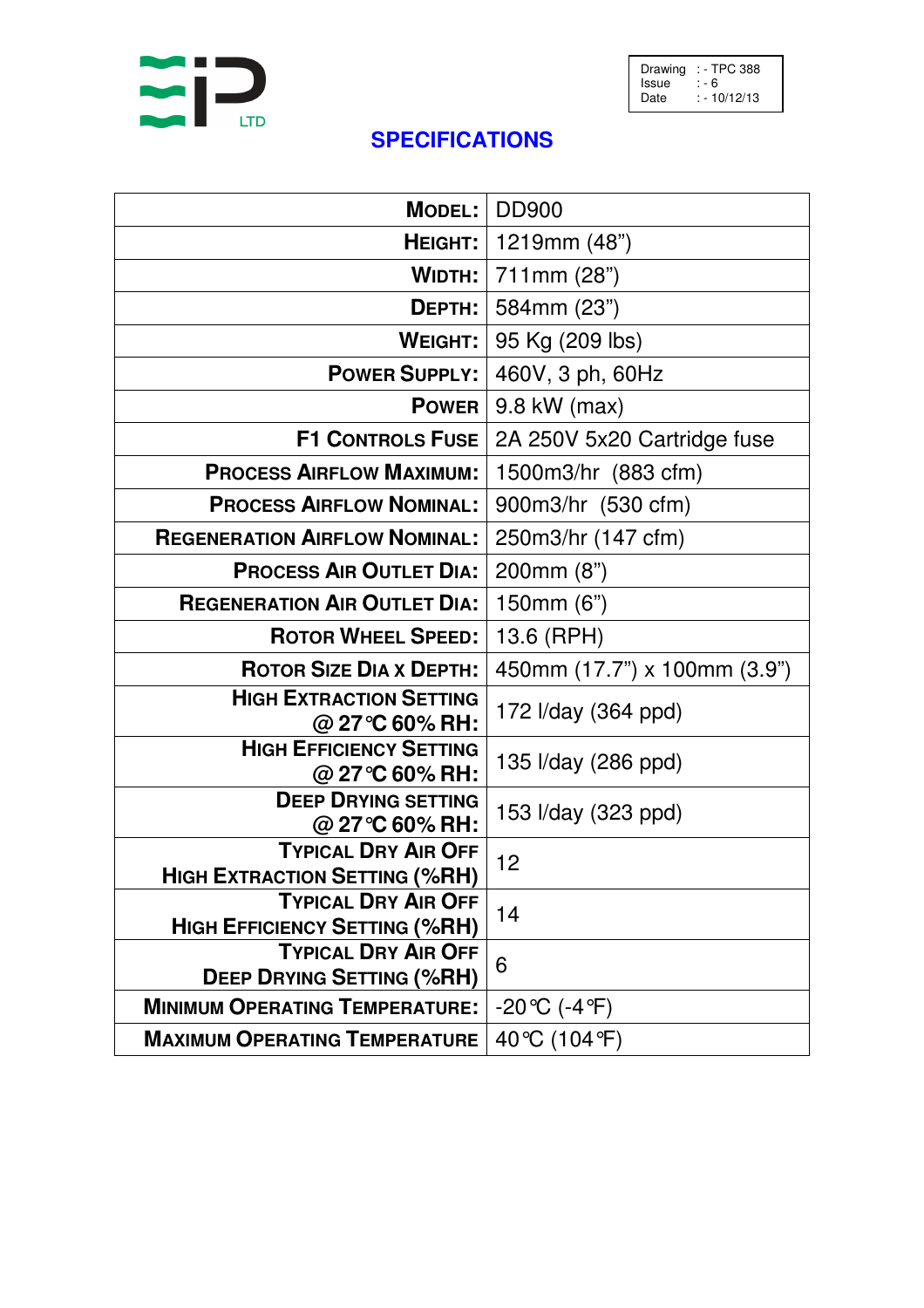EIP LTD

| Drawing | : - TPC 388 |
|---|---|
| Issue | : - 6 |
| Date | : - 10/12/13 |

## SPECIFICATIONS

| **MODEL:** | DD900 |
|---|---|
| **HEIGHT:** | 1219mm (48") |
| **WIDTH:** | 711mm (28") |
| **DEPTH:** | 584mm (23") |
| **WEIGHT:** | 95 Kg (209 lbs) |
| **POWER SUPPLY:** | 460V, 3 ph, 60Hz |
| **POWER** | 9.8 kW (max) |
| **F1 CONTROLS FUSE** | 2A 250V 5x20 Cartridge fuse |
| **PROCESS AIRFLOW MAXIMUM:** | 1500m3/hr (883 cfm) |
| **PROCESS AIRFLOW NOMINAL:** | 900m3/hr (530 cfm) |
| **REGENERATION AIRFLOW NOMINAL:** | 250m3/hr (147 cfm) |
| **PROCESS AIR OUTLET DIA:** | 200mm (8") |
| **REGENERATION AIR OUTLET DIA:** | 150mm (6") |
| **ROTOR WHEEL SPEED:** | 13.6 (RPH) |
| **ROTOR SIZE DIA X DEPTH:** | 450mm (17.7") x 100mm (3.9") |
| **HIGH EXTRACTION SETTING @ 27°C 60% RH:** | 172 l/day (364 ppd) |
| **HIGH EFFICIENCY SETTING @ 27°C 60% RH:** | 135 l/day (286 ppd) |
| **DEEP DRYING SETTING @ 27°C 60% RH:** | 153 l/day (323 ppd) |
| **TYPICAL DRY AIR OFF HIGH EXTRACTION SETTING (%RH)** | 12 |
| **TYPICAL DRY AIR OFF HIGH EFFICIENCY SETTING (%RH)** | 14 |
| **TYPICAL DRY AIR OFF DEEP DRYING SETTING (%RH)** | 6 |
| **MINIMUM OPERATING TEMPERATURE:** | -20°C (-4°F) |
| **MAXIMUM OPERATING TEMPERATURE** | 40°C (104°F) |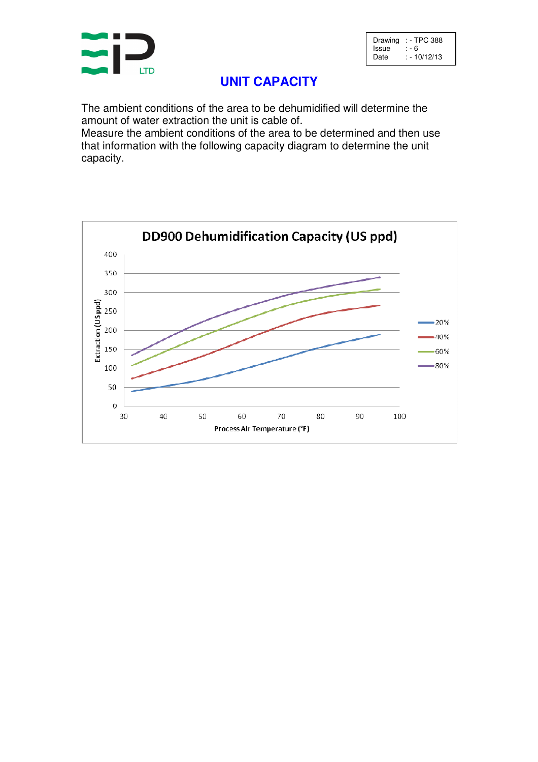| Drawing | : - TPC 388 |
| --- | --- |
| Issue | : - 6 |
| Date | : - 10/12/13 |

# UNIT CAPACITY

The ambient conditions of the area to be dehumidified will determine the amount of water extraction the unit is cable of.
Measure the ambient conditions of the area to be determined and then use that information with the following capacity diagram to determine the unit capacity.

DD900 Dehumidification Capacity (US ppd)

Extraction (US ppd)

Process Air Temperature (°F)

20% 40% 60% 80%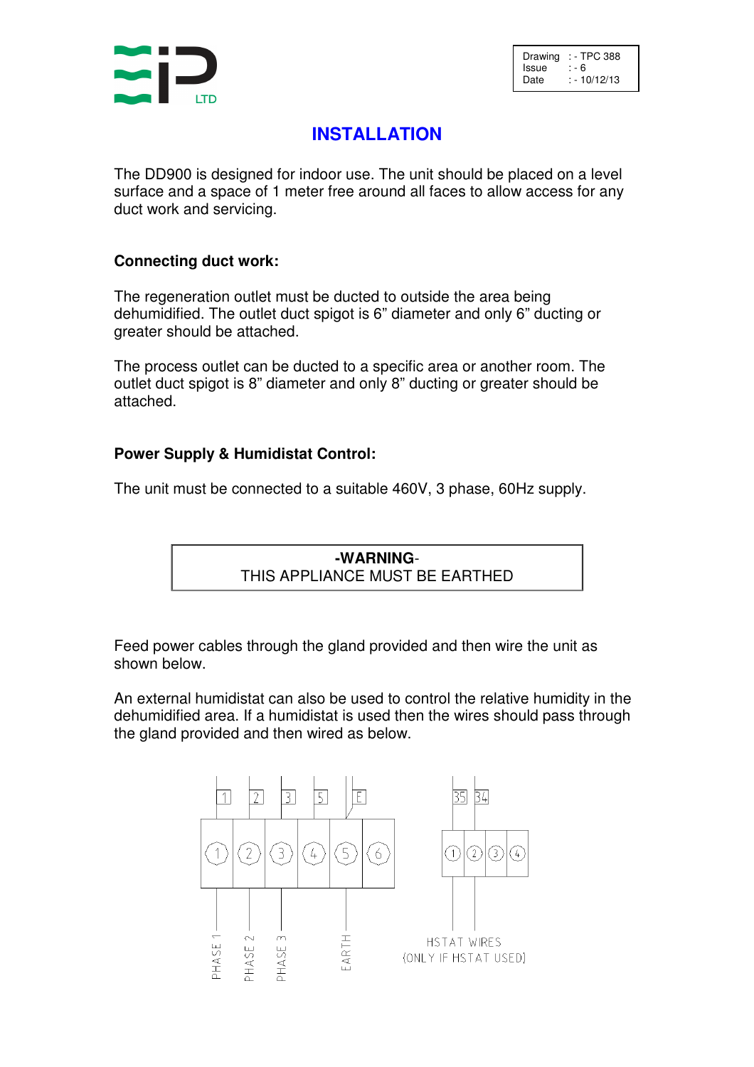| Drawing | : - TPC 388 |
|---|---|
| Issue | : - 6 |
| Date | : - 10/12/13 |

# INSTALLATION

The DD900 is designed for indoor use. The unit should be placed on a level surface and a space of 1 meter free around all faces to allow access for any duct work and servicing.

**Connecting duct work:**

The regeneration outlet must be ducted to outside the area being dehumidified. The outlet duct spigot is 6" diameter and only 6" ducting or greater should be attached.

The process outlet can be ducted to a specific area or another room. The outlet duct spigot is 8" diameter and only 8" ducting or greater should be attached.

**Power Supply & Humidistat Control:**

The unit must be connected to a suitable 460V, 3 phase, 60Hz supply.

**-WARNING-**
THIS APPLIANCE MUST BE EARTHED

Feed power cables through the gland provided and then wire the unit as shown below.

An external humidistat can also be used to control the relative humidity in the dehumidified area. If a humidistat is used then the wires should pass through the gland provided and then wired as below.

1 2 3 5 E

① ② ③ ④ ⑤ ⑥

PHASE 1 PHASE 2 PHASE 3 EARTH

35 34

① ② ③ ④

HSTAT WIRES
(ONLY IF HSTAT USED)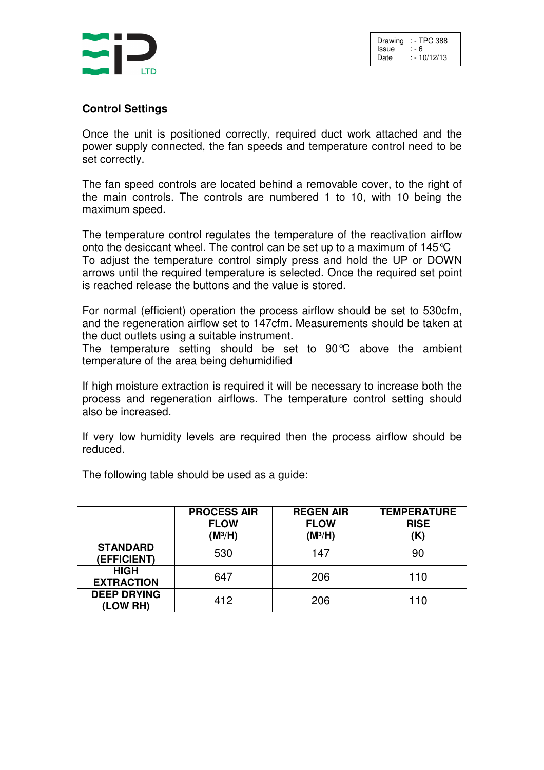## Control Settings

Once the unit is positioned correctly, required duct work attached and the power supply connected, the fan speeds and temperature control need to be set correctly.

The fan speed controls are located behind a removable cover, to the right of the main controls. The controls are numbered 1 to 10, with 10 being the maximum speed.

The temperature control regulates the temperature of the reactivation airflow onto the desiccant wheel. The control can be set up to a maximum of 145℃
To adjust the temperature control simply press and hold the UP or DOWN arrows until the required temperature is selected. Once the required set point is reached release the buttons and the value is stored.

For normal (efficient) operation the process airflow should be set to 530cfm, and the regeneration airflow set to 147cfm. Measurements should be taken at the duct outlets using a suitable instrument.
The temperature setting should be set to 90℃ above the ambient temperature of the area being dehumidified

If high moisture extraction is required it will be necessary to increase both the process and regeneration airflows. The temperature control setting should also be increased.

If very low humidity levels are required then the process airflow should be reduced.

The following table should be used as a guide:

| | **PROCESS AIR FLOW (M³/H)** | **REGEN AIR FLOW (M³/H)** | **TEMPERATURE RISE (K)** |
|---|---|---|---|
| **STANDARD (EFFICIENT)** | 530 | 147 | 90 |
| **HIGH EXTRACTION** | 647 | 206 | 110 |
| **DEEP DRYING (LOW RH)** | 412 | 206 | 110 |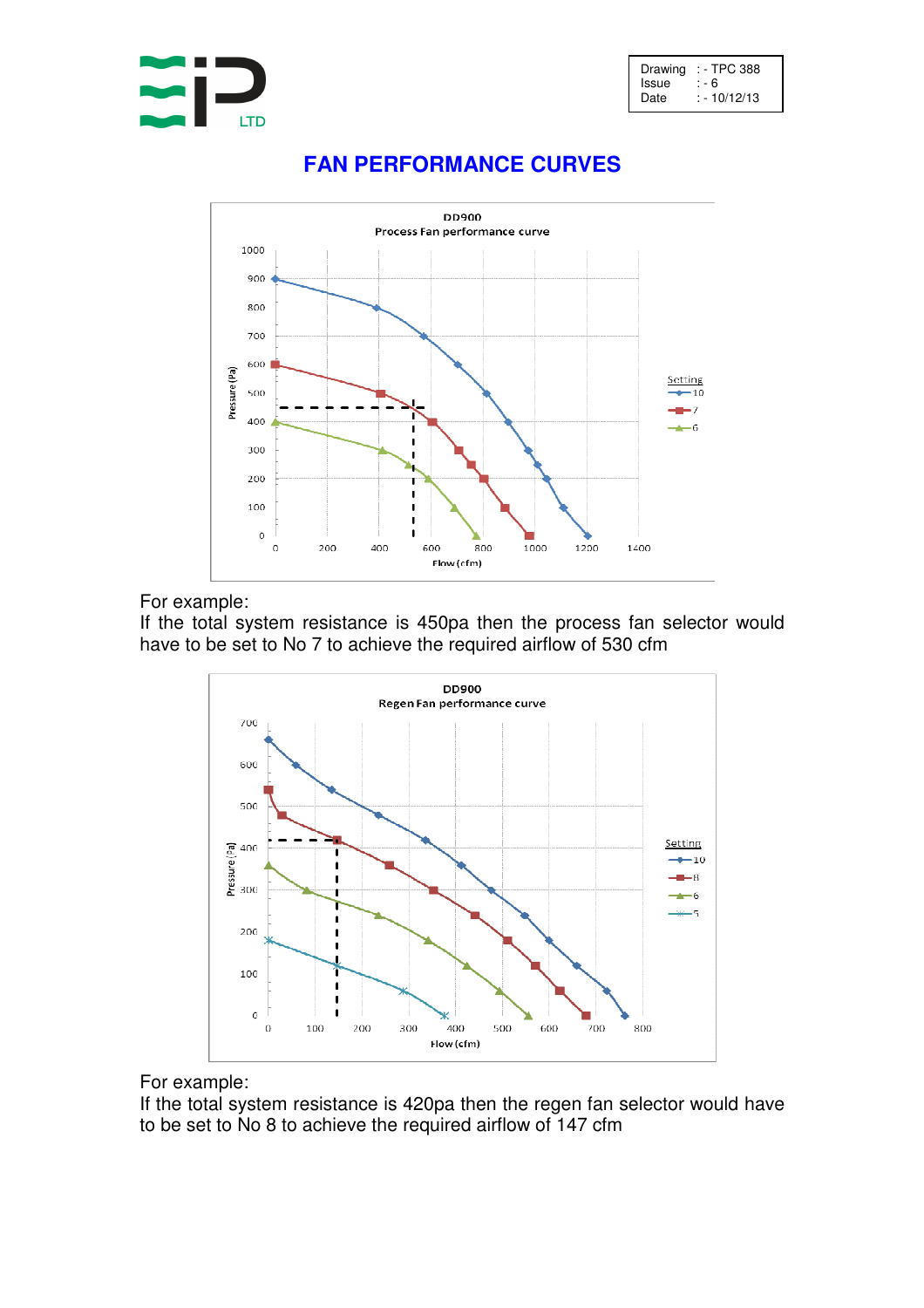| Drawing | : - TPC 388 |
|---|---|
| Issue | : - 6 |
| Date | : - 10/12/13 |

# FAN PERFORMANCE CURVES

DD900
Process Fan performance curve

For example:
If the total system resistance is 450pa then the process fan selector would have to be set to No 7 to achieve the required airflow of 530 cfm

DD900
Regen Fan performance curve

For example:
If the total system resistance is 420pa then the regen fan selector would have to be set to No 8 to achieve the required airflow of 147 cfm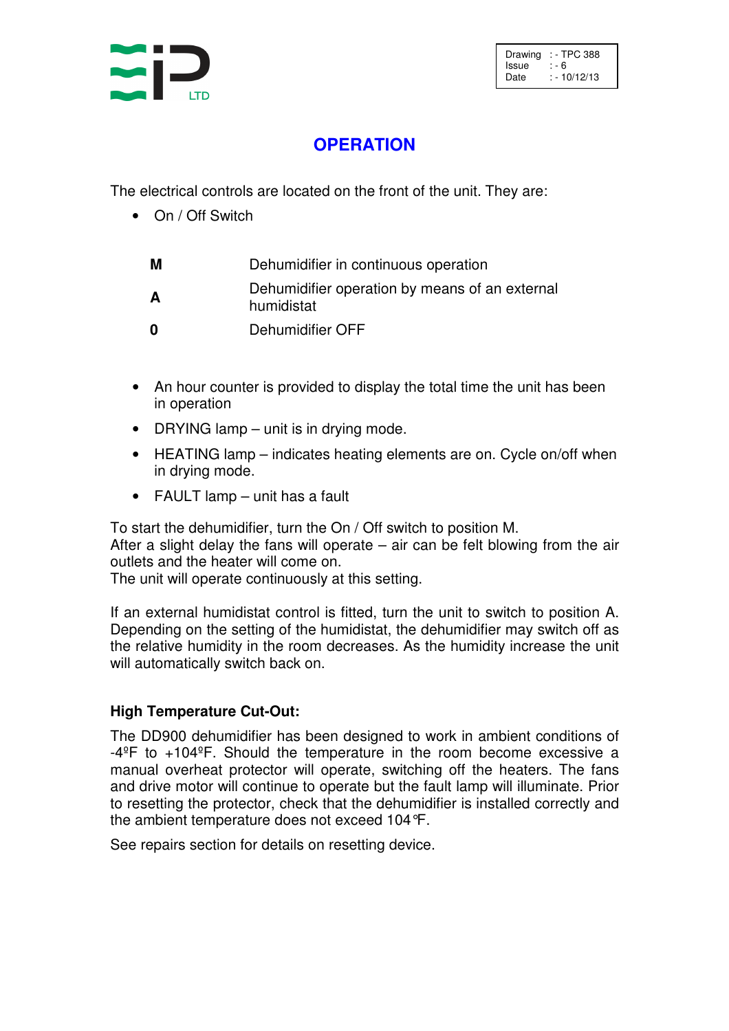| Drawing | : - TPC 388 |
| --- | --- |
| Issue | : - 6 |
| Date | : - 10/12/13 |

# OPERATION

The electrical controls are located on the front of the unit. They are:

- On / Off Switch

| | |
| --- | --- |
| **M** | Dehumidifier in continuous operation |
| **A** | Dehumidifier operation by means of an external humidistat |
| **0** | Dehumidifier OFF |

- An hour counter is provided to display the total time the unit has been in operation
- DRYING lamp – unit is in drying mode.
- HEATING lamp – indicates heating elements are on. Cycle on/off when in drying mode.
- FAULT lamp – unit has a fault

To start the dehumidifier, turn the On / Off switch to position M.
After a slight delay the fans will operate – air can be felt blowing from the air outlets and the heater will come on.
The unit will operate continuously at this setting.

If an external humidistat control is fitted, turn the unit to switch to position A. Depending on the setting of the humidistat, the dehumidifier may switch off as the relative humidity in the room decreases. As the humidity increase the unit will automatically switch back on.

**High Temperature Cut-Out:**

The DD900 dehumidifier has been designed to work in ambient conditions of -4ºF to +104ºF. Should the temperature in the room become excessive a manual overheat protector will operate, switching off the heaters. The fans and drive motor will continue to operate but the fault lamp will illuminate. Prior to resetting the protector, check that the dehumidifier is installed correctly and the ambient temperature does not exceed 104°F.

See repairs section for details on resetting device.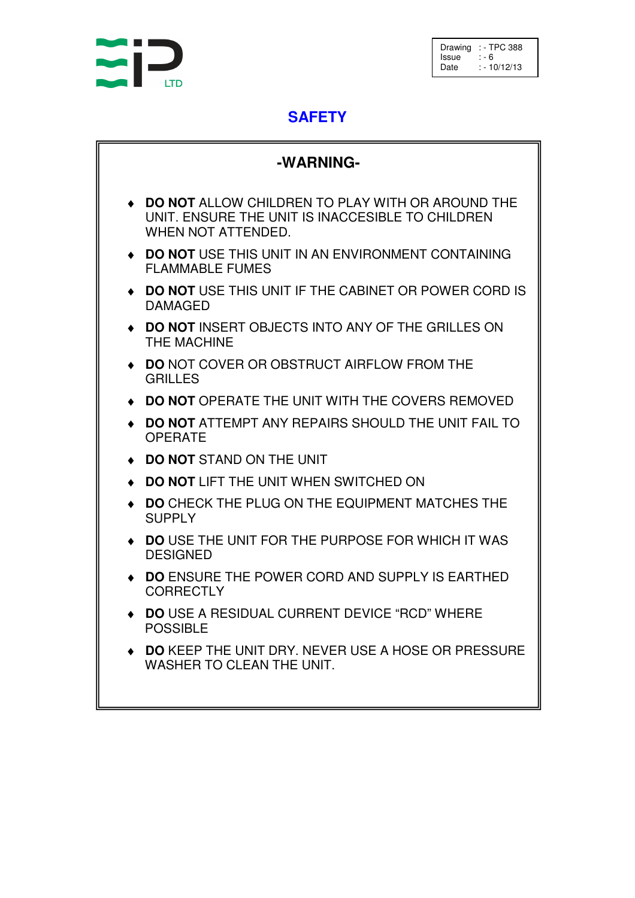| Drawing | : - TPC 388 |
|---|---|
| Issue | : - 6 |
| Date | : - 10/12/13 |

# SAFETY

## -WARNING-

- **DO NOT** ALLOW CHILDREN TO PLAY WITH OR AROUND THE UNIT. ENSURE THE UNIT IS INACCESIBLE TO CHILDREN WHEN NOT ATTENDED.
- **DO NOT** USE THIS UNIT IN AN ENVIRONMENT CONTAINING FLAMMABLE FUMES
- **DO NOT** USE THIS UNIT IF THE CABINET OR POWER CORD IS DAMAGED
- **DO NOT** INSERT OBJECTS INTO ANY OF THE GRILLES ON THE MACHINE
- **DO** NOT COVER OR OBSTRUCT AIRFLOW FROM THE GRILLES
- **DO NOT** OPERATE THE UNIT WITH THE COVERS REMOVED
- **DO NOT** ATTEMPT ANY REPAIRS SHOULD THE UNIT FAIL TO OPERATE
- **DO NOT** STAND ON THE UNIT
- **DO NOT** LIFT THE UNIT WHEN SWITCHED ON
- **DO** CHECK THE PLUG ON THE EQUIPMENT MATCHES THE SUPPLY
- **DO** USE THE UNIT FOR THE PURPOSE FOR WHICH IT WAS DESIGNED
- **DO** ENSURE THE POWER CORD AND SUPPLY IS EARTHED CORRECTLY
- **DO** USE A RESIDUAL CURRENT DEVICE “RCD” WHERE POSSIBLE
- **DO** KEEP THE UNIT DRY. NEVER USE A HOSE OR PRESSURE WASHER TO CLEAN THE UNIT.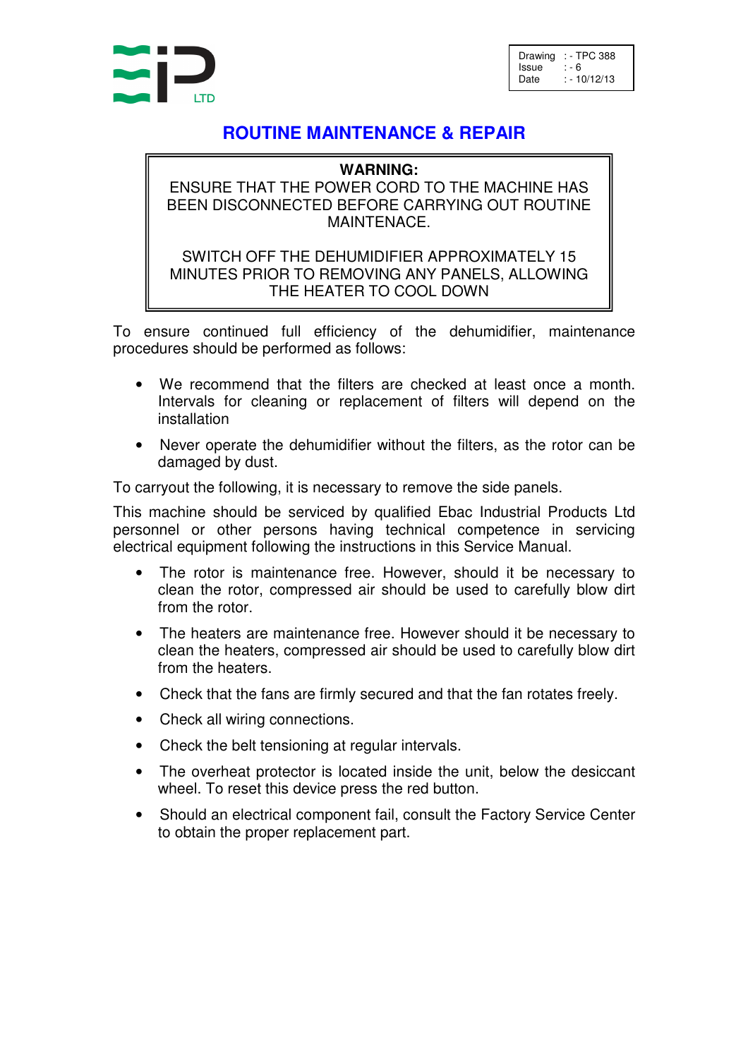| Drawing | : - TPC 388 |
|---|---|
| Issue | : - 6 |
| Date | : - 10/12/13 |

# ROUTINE MAINTENANCE & REPAIR

**WARNING:**
ENSURE THAT THE POWER CORD TO THE MACHINE HAS BEEN DISCONNECTED BEFORE CARRYING OUT ROUTINE MAINTENACE.

SWITCH OFF THE DEHUMIDIFIER APPROXIMATELY 15 MINUTES PRIOR TO REMOVING ANY PANELS, ALLOWING THE HEATER TO COOL DOWN

To ensure continued full efficiency of the dehumidifier, maintenance procedures should be performed as follows:

- We recommend that the filters are checked at least once a month. Intervals for cleaning or replacement of filters will depend on the installation
- Never operate the dehumidifier without the filters, as the rotor can be damaged by dust.

To carryout the following, it is necessary to remove the side panels.

This machine should be serviced by qualified Ebac Industrial Products Ltd personnel or other persons having technical competence in servicing electrical equipment following the instructions in this Service Manual.

- The rotor is maintenance free. However, should it be necessary to clean the rotor, compressed air should be used to carefully blow dirt from the rotor.
- The heaters are maintenance free. However should it be necessary to clean the heaters, compressed air should be used to carefully blow dirt from the heaters.
- Check that the fans are firmly secured and that the fan rotates freely.
- Check all wiring connections.
- Check the belt tensioning at regular intervals.
- The overheat protector is located inside the unit, below the desiccant wheel. To reset this device press the red button.
- Should an electrical component fail, consult the Factory Service Center to obtain the proper replacement part.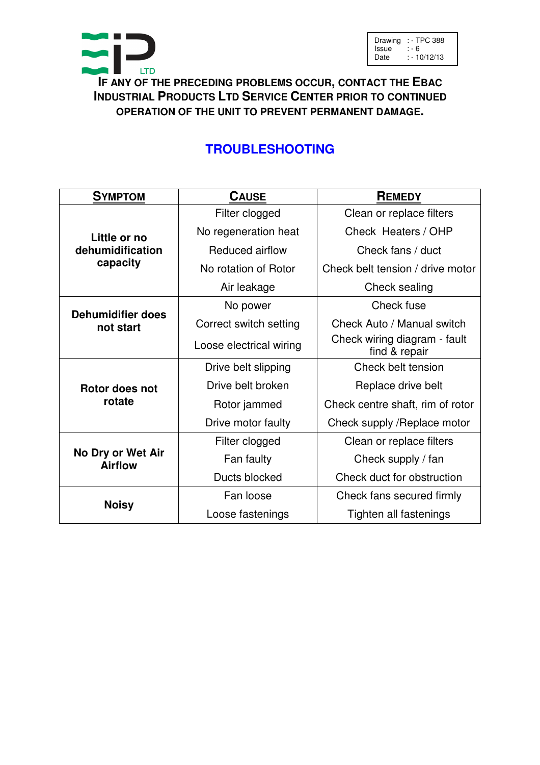| Drawing | : - TPC 388 |
|---|---|
| Issue | : - 6 |
| Date | : - 10/12/13 |

**IF ANY OF THE PRECEDING PROBLEMS OCCUR, CONTACT THE EBAC INDUSTRIAL PRODUCTS LTD SERVICE CENTER PRIOR TO CONTINUED OPERATION OF THE UNIT TO PREVENT PERMANENT DAMAGE.**

## TROUBLESHOOTING

| SYMPTOM | CAUSE | REMEDY |
|---|---|---|
| **Little or no dehumidification capacity** | Filter clogged | Clean or replace filters |
| | No regeneration heat | Check Heaters / OHP |
| | Reduced airflow | Check fans / duct |
| | No rotation of Rotor | Check belt tension / drive motor |
| | Air leakage | Check sealing |
| **Dehumidifier does not start** | No power | Check fuse |
| | Correct switch setting | Check Auto / Manual switch |
| | Loose electrical wiring | Check wiring diagram - fault find & repair |
| **Rotor does not rotate** | Drive belt slipping | Check belt tension |
| | Drive belt broken | Replace drive belt |
| | Rotor jammed | Check centre shaft, rim of rotor |
| | Drive motor faulty | Check supply /Replace motor |
| **No Dry or Wet Air Airflow** | Filter clogged | Clean or replace filters |
| | Fan faulty | Check supply / fan |
| | Ducts blocked | Check duct for obstruction |
| **Noisy** | Fan loose | Check fans secured firmly |
| | Loose fastenings | Tighten all fastenings |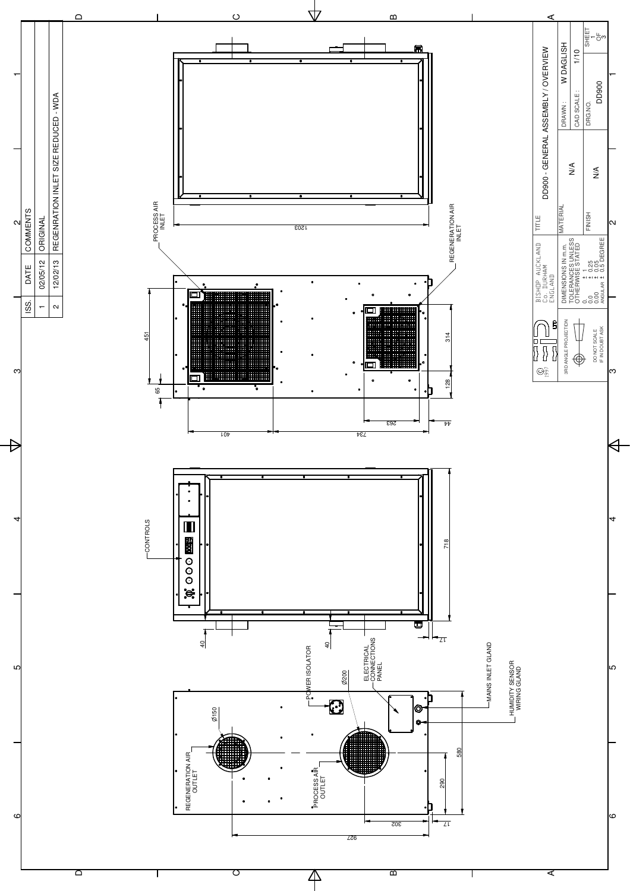| ISS. | DATE | COMMENTS |
|---|---|---|
| 1 | 02/05/12 | ORIGINAL |
| 2 | 12/02/13 | REGENRATION INLET SIZE REDUCED - WDA |

PROCESS AIR INLET

REGENERATION AIR INLET

CONTROLS

POWER ISOLATOR

ELECTRICAL CONNECTIONS PANEL

MAINS INLET GLAND

HUMIDITY SENSOR WIRING GLAND

REGENERATION AIR OUTLET

PROCESS AIR OUTLET

Ø150

Ø200

1203

451

65

401

734

263

44

314

128

718

40

40

17

580

290

302

17

927

| © 1997 | BISHOP AUCKLAND Co. DURHAM ENGLAND | TITLE | DD900 - GENERAL ASSEMBLY / OVERVIEW | | |
|---|---|---|---|---|---|
| 3RD ANGLE PROJECTION | DIMENSIONS IN m.m. TOLERANCES UNLESS OTHERWISE STATED 0. ± 1 0.0 ± 0.25 0.00 ± 0.05 ANGULAR ± 0.5 DEGREE | MATERIAL N/A | DRAWN : W DAGLISH | | |
| | | | CAD SCALE : 1/10 | | |
| DO NOT SCALE IF IN DOUBT ASK | | FINISH N/A | DRG.NO. DD900 | SHEET 1 OF 3 | |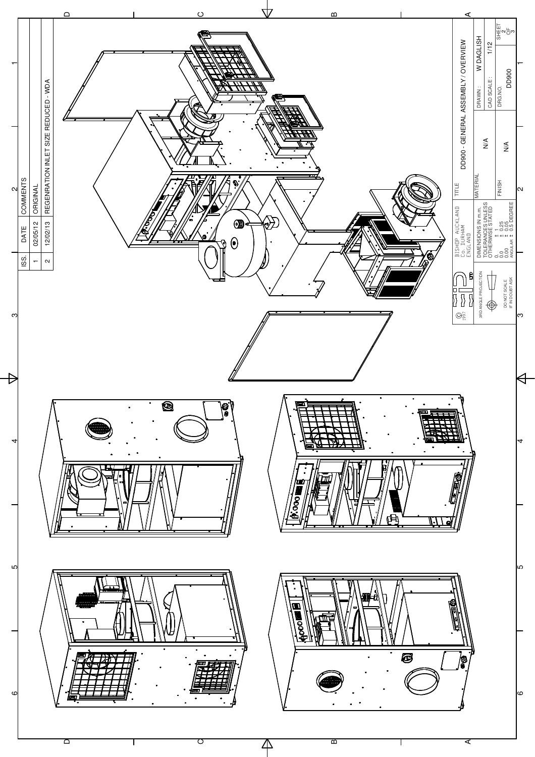| ISS. | DATE | COMMENTS |
| --- | --- | --- |
| 1 | 02/05/12 | ORIGINAL |
| 2 | 12/02/13 | REGENRATION INLET SIZE REDUCED - WDA |

© 1997

BISHOP AUCKLAND
Co. DURHAM
ENGLAND

3RD ANGLE PROJECTION

DO NOT SCALE
IF IN DOUBT ASK

DIMENSIONS IN m.m.
TOLERANCES UNLESS OTHERWISE STATED

0. ± 1
0.0 ± 0.25
0.00 ± 0.05
ANGULAR ± 0.5 DEGREE

| TITLE | DD900 - GENERAL ASSEMBLY / OVERVIEW | |
| --- | --- | --- |
| MATERIAL | N/A | DRAWN : W DAGLISH |
| | | CAD SCALE : 1/12 |
| FINISH | N/A | DRG.NO. DD900 |
| | | SHEET 2 OF 3 |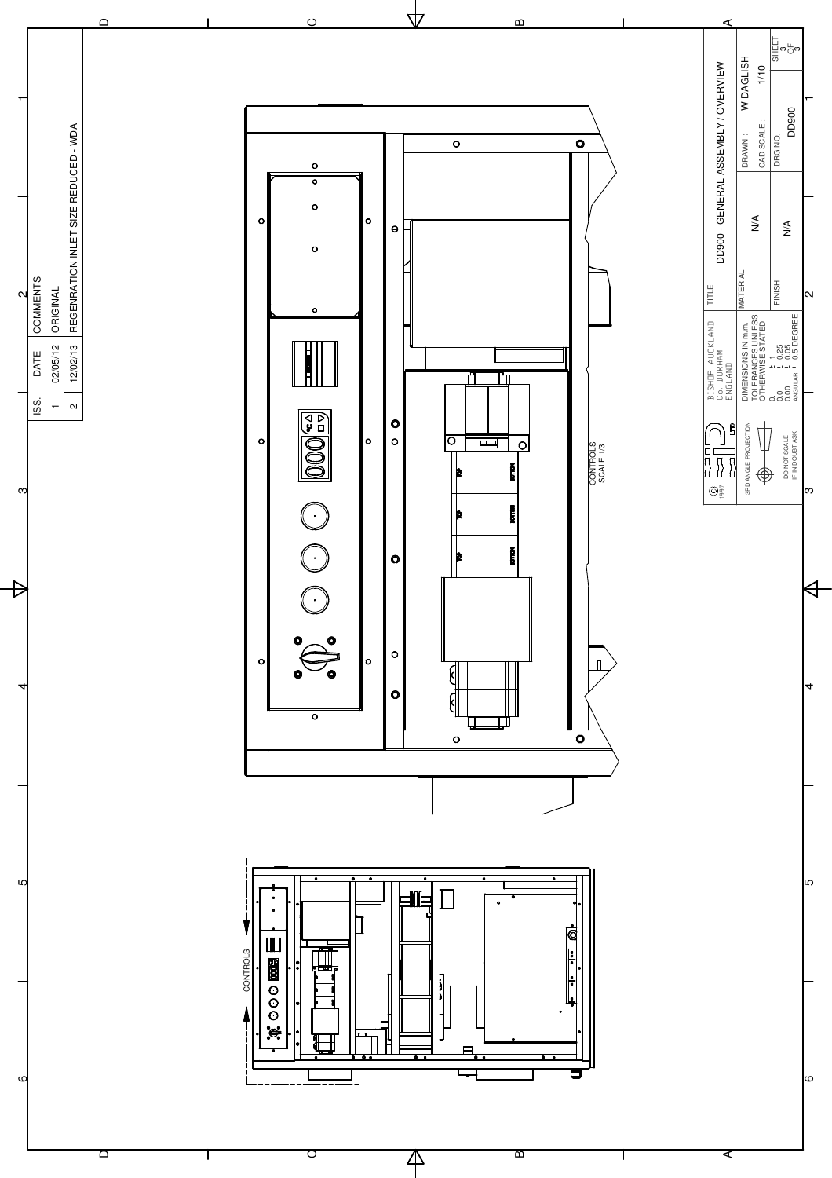| ISS. | DATE | COMMENTS |
|---|---|---|
| 1 | 02/05/12 | ORIGINAL |
| 2 | 12/02/13 | REGENRATION INLET SIZE REDUCED - WDA |

CONTROLS
SCALE 1/3

CONTROLS

| | | |
|---|---|---|
| © 1997 | BISHOP AUCKLAND Co. DURHAM ENGLAND | TITLE DD900 - GENERAL ASSEMBLY / OVERVIEW |
| 3RD ANGLE PROJECTION | DIMENSIONS IN m.m. TOLERANCES UNLESS OTHERWISE STATED 0. ± 1 0.0 ± 0.25 0.00 ± 0.05 ANGULAR ± 0.5 DEGREE | MATERIAL N/A |
| DO NOT SCALE IF IN DOUBT ASK | | FINISH N/A |
| DRAWN : W DAGLISH | CAD SCALE : 1/10 | DRG.NO. DD900 |
| SHEET 3 OF 3 | | |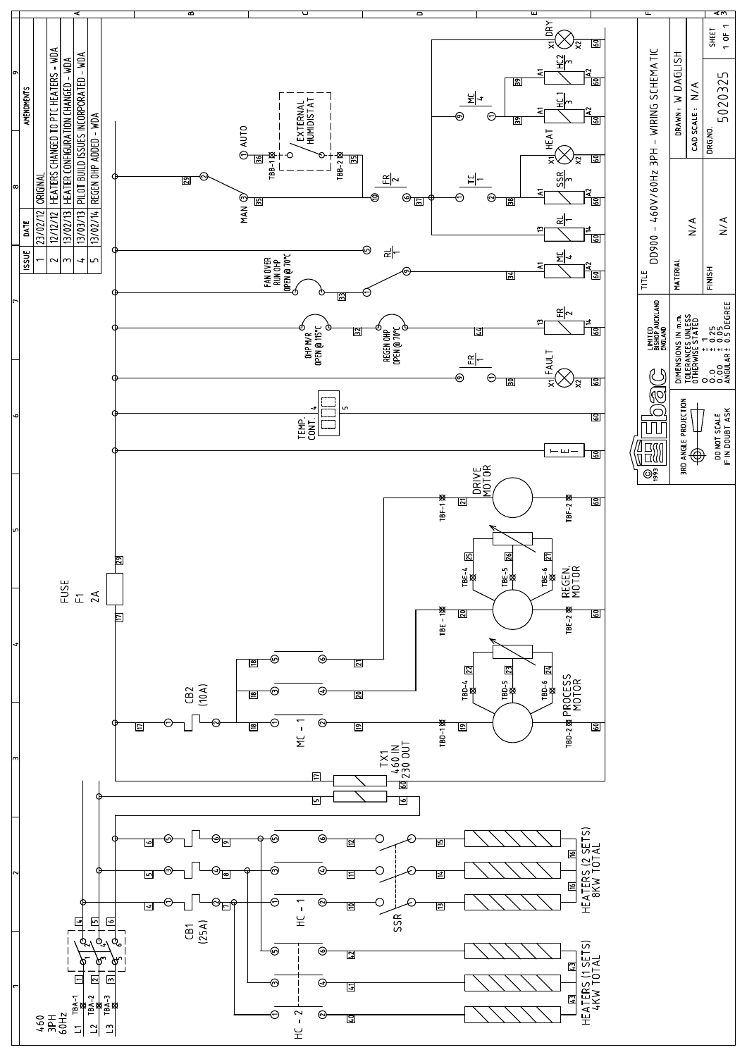| ISSUE | DATE | AMENDMENTS |
|---|---|---|
| 1 | 23/02/12 | ORIGINAL |
| 2 | 12/12/12 | HEATERS CHANGED TO PTC HEATERS - WDA |
| 3 | 13/02/13 | HEATER CONFIGURATION CHANGED - WDA |
| 4 | 13/03/13 | PILOT BUILD ISSUES INCORPORATED - WDA |
| 5 | 13/02/14 | REGEN OHP ADDED - WDA |

460 3PH 60Hz

L1 TBA-1
L2 TBA-2
L3 TBA-3

CB1 (25A)

HC - 1

SSR

HEATERS (2 SETS) 8KW TOTAL

HC - 2

HEATERS (1 SETS) 4KW TOTAL

TX1 460 IN 230 OUT

CB2 (10A)

MC - 1

FUSE F1 2A

PROCESS MOTOR

REGEN. MOTOR

DRIVE MOTOR

TEMP. CONT.

OHP M/R OPEN @ 115°C

REGEN OHP OPEN @ 70°C

FAN OVER RUN OHP OPEN @ 70°C

FAULT

FR 1

FR 2

RL 1

MC 4

MAN

AUTO

EXTERNAL HUMIDISTAT

TBB-1

TBB-2

TC 1

SSR 3

HEAT

HC 1 3

HC 2 3

X1 DRY X2

TITLE: DD900 - 460V/60Hz 3PH - WIRING SCHEMATIC

ebac LIMITED BISHOP AUCKLAND ENGLAND © 1993

3RD ANGLE PROJECTION

DO NOT SCALE IF IN DOUBT ASK

DIMENSIONS IN m.m. TOLERANCES UNLESS OTHERWISE STATED
0. ± 1
0.0 ± 0.25
0.00 ± 0.05
ANGULAR ± 0.5 DEGREE

MATERIAL: N/A

FINISH: N/A

DRAWN: W DAGLISH

CAD SCALE: N/A

DRG.NO. 5020325

SHEET 1 OF 1

A3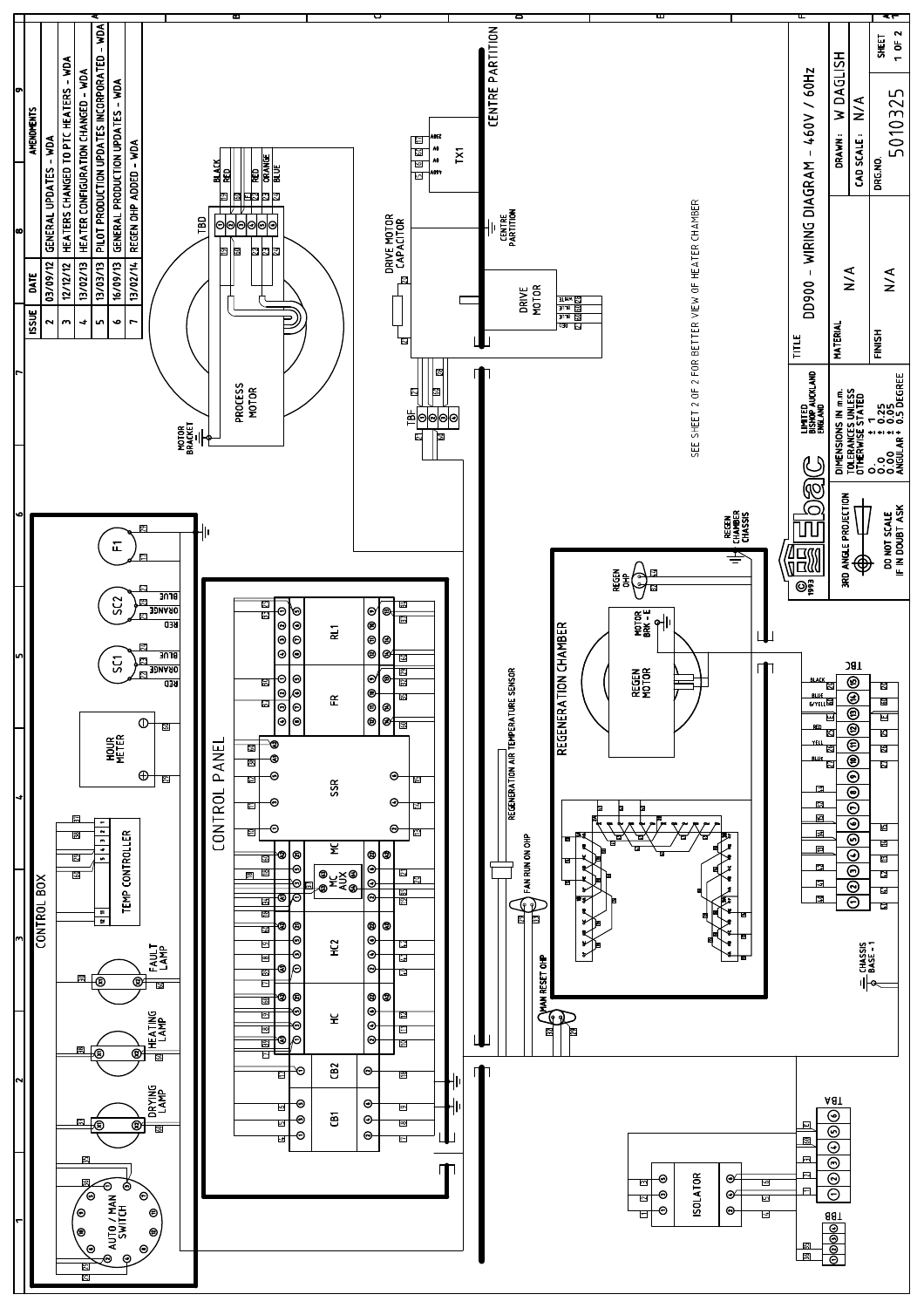# DD900 - WIRING DIAGRAM - 460V / 60Hz

| ISSUE | DATE | AMENDMENTS |
|---|---|---|
| 2 | 03/09/12 | GENERAL UPDATES - WDA |
| 3 | 12/12/12 | HEATERS CHANGED TO PTC HEATERS - WDA |
| 4 | 13/02/13 | HEATER CONFIGURATION CHANGED - WDA |
| 5 | 13/03/13 | PILOT PRODUCTION UPDATES INCORPORATED - WDA |
| 6 | 16/09/13 | GENERAL PRODUCTION UPDATES - WDA |
| 7 | 13/02/14 | REGEN OHP ADDED - WDA |

CONTROL BOX: F1, SC1, SC2, HOUR METER, TEMP CONTROLLER, FAULT LAMP, HEATING LAMP, DRYING LAMP, AUTO / MAN SWITCH

CONTROL PANEL: RL1, FR, SSR, MC, MC AUX, HC2, HC, CB2, CB1

PROCESS MOTOR, MOTOR BRACKET, TBD, DRIVE MOTOR CAPACITOR, DRIVE MOTOR, TX1, TBF, CENTRE PARTITION

REGENERATION CHAMBER: REGEN OHP, REGEN MOTOR, MOTOR BRK - E, REGEN CHAMBER CHASSIS

REGENERATION AIR TEMPERATURE SENSOR, FAN RUN ON OHP, MAN RESET OHP

ISOLATOR, TBA, TBB, TBC, CHASSIS BASE - 1

SEE SHEET 2 OF 2 FOR BETTER VIEW OF HEATER CHAMBER

| TITLE | DD900 - WIRING DIAGRAM - 460V / 60Hz |
|---|---|
| MATERIAL | N/A |
| FINISH | N/A |
| DRAWN | W DAGLISH |
| CAD SCALE | N/A |
| DRG.NO. | 5010325 |
| SHEET | 1 OF 2 |

ebac LIMITED BISHOP AUCKLAND ENGLAND © 1993

DIMENSIONS IN mm. TOLERANCES UNLESS OTHERWISE STATED
0. ± 1
0.0 ± 0.25
0.00 ± 0.05
ANGULAR ± 0.5 DEGREE

3RD ANGLE PROJECTION

DO NOT SCALE IF IN DOUBT ASK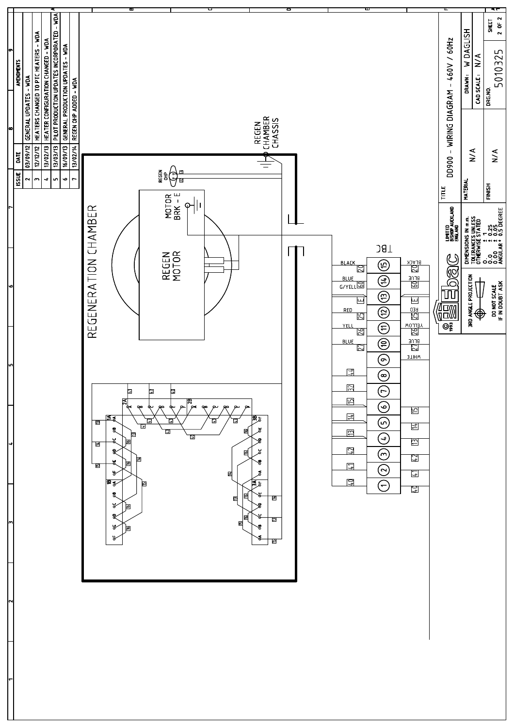| ISSUE | DATE | AMENDMENTS |
|---|---|---|
| 2 | 03/09/12 | GENERAL UPDATES - WDA |
| 3 | 12/12/12 | HEATERS CHANGED TO PTC HEATERS - WDA |
| 4 | 13/02/13 | HEATER CONFIGURATION CHANGED - WDA |
| 5 | 13/03/13 | PILOT PRODUCTION UPDATES INCORPORATED - WDA |
| 6 | 16/09/13 | GENERAL PRODUCTION UPDATES - WDA |
| 7 | 13/02/14 | REGEN OHP ADDED - WDA |

REGENERATION CHAMBER

REGEN MOTOR

MOTOR BRK - E

REGEN OHP

REGEN CHAMBER CHASSIS

TBC

| Wire (left) | Terminal | Wire (right) |
|---|---|---|
| BLACK 20 | 15 | BLACK 20 |
| BLUE | 14 | BLUE 60 |
| G/YELL 60 E | 13 | E |
| RED 25 | 12 | RED 25 |
| YELL 26 | 11 | YELLOW 26 |
| BLUE 27 | 10 | BLUE 27 |
| | 9 | WHITE |
| 44 | 8 | |
| 32 | 7 | |
| 15 | 6 | 15 |
| 14 | 5 | 14 |
| 13 | 4 | 13 |
| 42 | 3 | 42 |
| 41 | 2 | 41 |
| 40 | 1 | 40 |

© 1993 Ebac LIMITED BISHOP AUCKLAND ENGLAND

3RD ANGLE PROJECTION

DO NOT SCALE IF IN DOUBT ASK

DIMENSIONS IN m.m. TOLERANCES UNLESS OTHERWISE STATED 0. ± 1, 0.0 ± 0.25, 0.00 ± 0.05, ANGULAR ± 0.5 DEGREE

TITLE: DD900 - WIRING DIAGRAM - 460V / 60Hz

MATERIAL: N/A

FINISH: N/A

DRAWN: W DAGLISH

CAD SCALE: N/A

DRG.NO. 5010325

SHEET 2 OF 2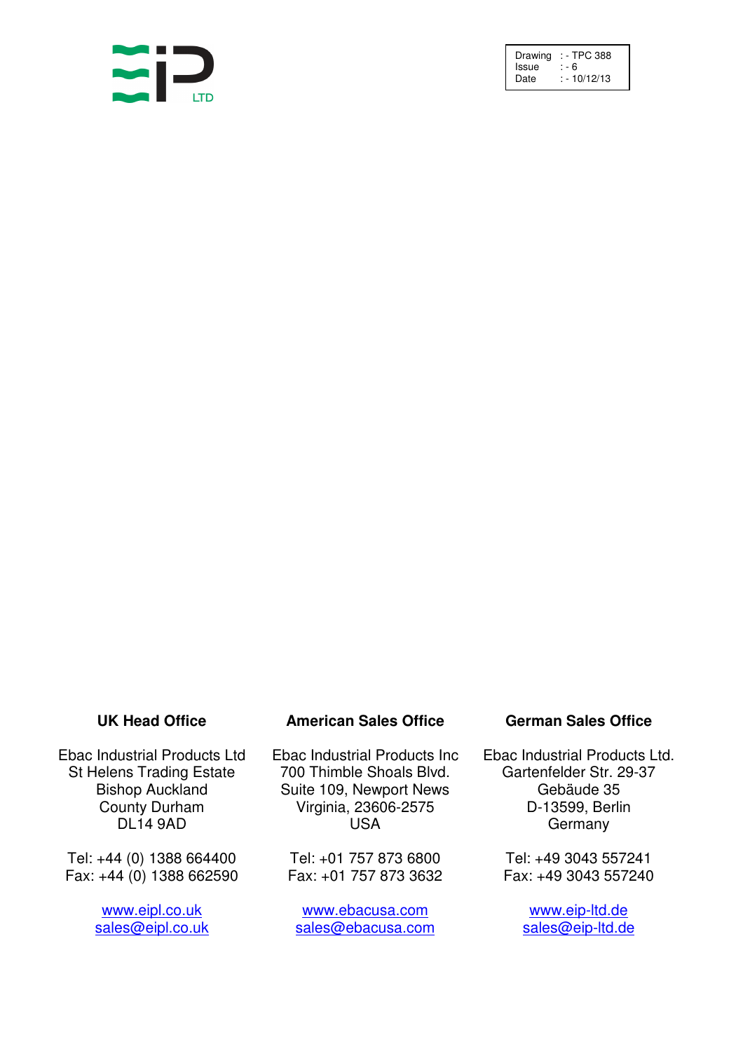EIP LTD

| | |
|---|---|
| Drawing | : - TPC 388 |
| Issue | : - 6 |
| Date | : - 10/12/13 |

**UK Head Office**

Ebac Industrial Products Ltd
St Helens Trading Estate
Bishop Auckland
County Durham
DL14 9AD

Tel: +44 (0) 1388 664400
Fax: +44 (0) 1388 662590

www.eipl.co.uk
sales@eipl.co.uk

**American Sales Office**

Ebac Industrial Products Inc
700 Thimble Shoals Blvd.
Suite 109, Newport News
Virginia, 23606-2575
USA

Tel: +01 757 873 6800
Fax: +01 757 873 3632

www.ebacusa.com
sales@ebacusa.com

**German Sales Office**

Ebac Industrial Products Ltd.
Gartenfelder Str. 29-37
Gebäude 35
D-13599, Berlin
Germany

Tel: +49 3043 557241
Fax: +49 3043 557240

www.eip-ltd.de
sales@eip-ltd.de